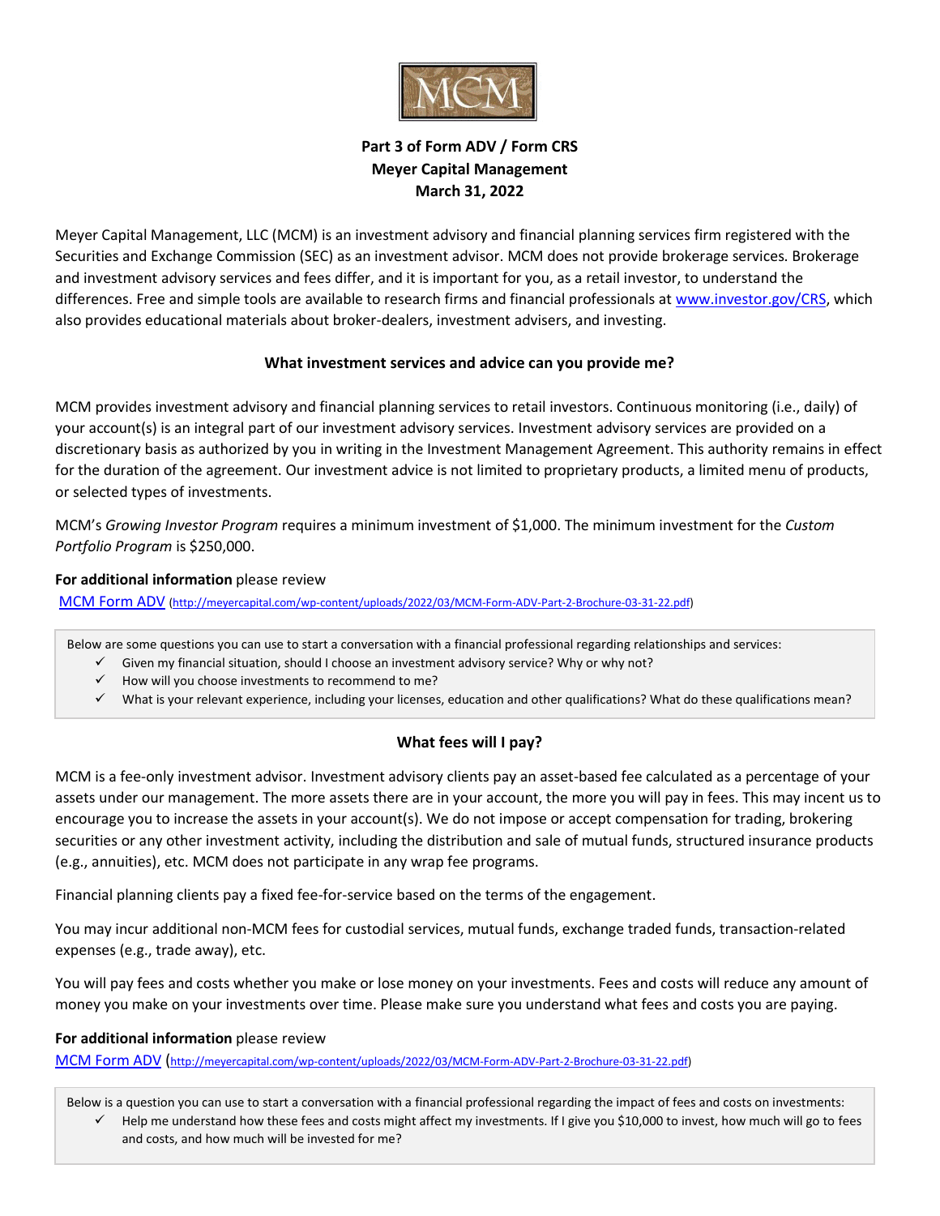**Part 3 of Form ADV / Form CRS**
**Meyer Capital Management**
**March 31, 2022**

Meyer Capital Management, LLC (MCM) is an investment advisory and financial planning services firm registered with the Securities and Exchange Commission (SEC) as an investment advisor. MCM does not provide brokerage services. Brokerage and investment advisory services and fees differ, and it is important for you, as a retail investor, to understand the differences. Free and simple tools are available to research firms and financial professionals at [www.investor.gov/CRS](http://www.investor.gov/CRS), which also provides educational materials about broker-dealers, investment advisers, and investing.

## What investment services and advice can you provide me?

MCM provides investment advisory and financial planning services to retail investors. Continuous monitoring (i.e., daily) of your account(s) is an integral part of our investment advisory services. Investment advisory services are provided on a discretionary basis as authorized by you in writing in the Investment Management Agreement. This authority remains in effect for the duration of the agreement. Our investment advice is not limited to proprietary products, a limited menu of products, or selected types of investments.

MCM's *Growing Investor Program* requires a minimum investment of $1,000. The minimum investment for the *Custom Portfolio Program* is $250,000.

**For additional information** please review
[MCM Form ADV](http://meyercapital.com/wp-content/uploads/2022/03/MCM-Form-ADV-Part-2-Brochure-03-31-22.pdf) (http://meyercapital.com/wp-content/uploads/2022/03/MCM-Form-ADV-Part-2-Brochure-03-31-22.pdf)

> Below are some questions you can use to start a conversation with a financial professional regarding relationships and services:
> - ✓ Given my financial situation, should I choose an investment advisory service? Why or why not?
> - ✓ How will you choose investments to recommend to me?
> - ✓ What is your relevant experience, including your licenses, education and other qualifications? What do these qualifications mean?

## What fees will I pay?

MCM is a fee-only investment advisor. Investment advisory clients pay an asset-based fee calculated as a percentage of your assets under our management. The more assets there are in your account, the more you will pay in fees. This may incent us to encourage you to increase the assets in your account(s). We do not impose or accept compensation for trading, brokering securities or any other investment activity, including the distribution and sale of mutual funds, structured insurance products (e.g., annuities), etc. MCM does not participate in any wrap fee programs.

Financial planning clients pay a fixed fee-for-service based on the terms of the engagement.

You may incur additional non-MCM fees for custodial services, mutual funds, exchange traded funds, transaction-related expenses (e.g., trade away), etc.

You will pay fees and costs whether you make or lose money on your investments. Fees and costs will reduce any amount of money you make on your investments over time. Please make sure you understand what fees and costs you are paying.

**For additional information** please review
[MCM Form ADV](http://meyercapital.com/wp-content/uploads/2022/03/MCM-Form-ADV-Part-2-Brochure-03-31-22.pdf) (http://meyercapital.com/wp-content/uploads/2022/03/MCM-Form-ADV-Part-2-Brochure-03-31-22.pdf)

> Below is a question you can use to start a conversation with a financial professional regarding the impact of fees and costs on investments:
> - ✓ Help me understand how these fees and costs might affect my investments. If I give you $10,000 to invest, how much will go to fees and costs, and how much will be invested for me?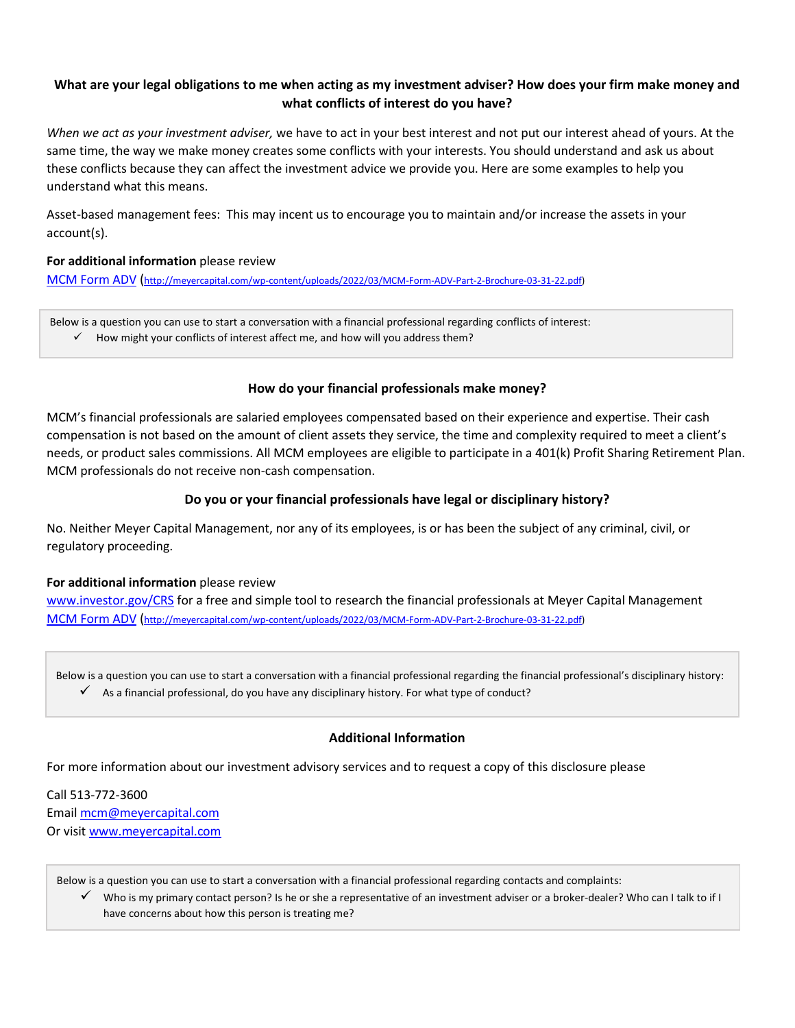### What are your legal obligations to me when acting as my investment adviser? How does your firm make money and what conflicts of interest do you have?

*When we act as your investment adviser,* we have to act in your best interest and not put our interest ahead of yours. At the same time, the way we make money creates some conflicts with your interests. You should understand and ask us about these conflicts because they can affect the investment advice we provide you. Here are some examples to help you understand what this means.

Asset-based management fees: This may incent us to encourage you to maintain and/or increase the assets in your account(s).

**For additional information** please review
[MCM Form ADV](http://meyercapital.com/wp-content/uploads/2022/03/MCM-Form-ADV-Part-2-Brochure-03-31-22.pdf) (http://meyercapital.com/wp-content/uploads/2022/03/MCM-Form-ADV-Part-2-Brochure-03-31-22.pdf)

> Below is a question you can use to start a conversation with a financial professional regarding conflicts of interest:
> - ✓ How might your conflicts of interest affect me, and how will you address them?

### How do your financial professionals make money?

MCM's financial professionals are salaried employees compensated based on their experience and expertise. Their cash compensation is not based on the amount of client assets they service, the time and complexity required to meet a client's needs, or product sales commissions. All MCM employees are eligible to participate in a 401(k) Profit Sharing Retirement Plan. MCM professionals do not receive non-cash compensation.

### Do you or your financial professionals have legal or disciplinary history?

No. Neither Meyer Capital Management, nor any of its employees, is or has been the subject of any criminal, civil, or regulatory proceeding.

**For additional information** please review
[www.investor.gov/CRS](http://www.investor.gov/CRS) for a free and simple tool to research the financial professionals at Meyer Capital Management
[MCM Form ADV](http://meyercapital.com/wp-content/uploads/2022/03/MCM-Form-ADV-Part-2-Brochure-03-31-22.pdf) (http://meyercapital.com/wp-content/uploads/2022/03/MCM-Form-ADV-Part-2-Brochure-03-31-22.pdf)

> Below is a question you can use to start a conversation with a financial professional regarding the financial professional's disciplinary history:
> - ✓ As a financial professional, do you have any disciplinary history. For what type of conduct?

### Additional Information

For more information about our investment advisory services and to request a copy of this disclosure please

Call 513-772-3600
Email [mcm@meyercapital.com](mailto:mcm@meyercapital.com)
Or visit [www.meyercapital.com](http://www.meyercapital.com)

> Below is a question you can use to start a conversation with a financial professional regarding contacts and complaints:
> - ✓ Who is my primary contact person? Is he or she a representative of an investment adviser or a broker-dealer? Who can I talk to if I have concerns about how this person is treating me?